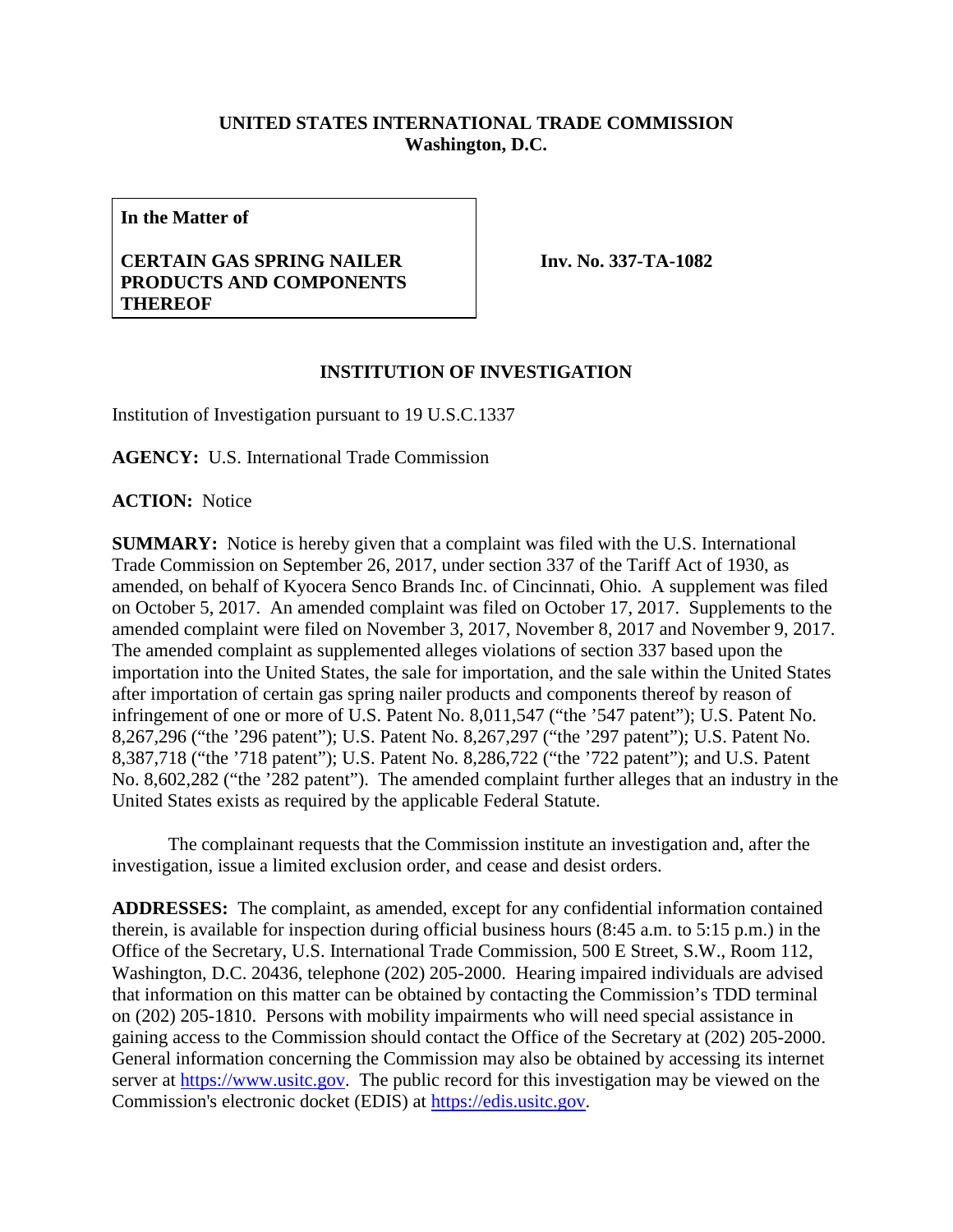**UNITED STATES INTERNATIONAL TRADE COMMISSION**
**Washington, D.C.**

| **In the Matter of**<br><br>**CERTAIN GAS SPRING NAILER PRODUCTS AND COMPONENTS THEREOF** | **Inv. No. 337-TA-1082** |
|---|---|

## INSTITUTION OF INVESTIGATION

Institution of Investigation pursuant to 19 U.S.C.1337

**AGENCY:** U.S. International Trade Commission

**ACTION:** Notice

**SUMMARY:** Notice is hereby given that a complaint was filed with the U.S. International Trade Commission on September 26, 2017, under section 337 of the Tariff Act of 1930, as amended, on behalf of Kyocera Senco Brands Inc. of Cincinnati, Ohio. A supplement was filed on October 5, 2017. An amended complaint was filed on October 17, 2017. Supplements to the amended complaint were filed on November 3, 2017, November 8, 2017 and November 9, 2017. The amended complaint as supplemented alleges violations of section 337 based upon the importation into the United States, the sale for importation, and the sale within the United States after importation of certain gas spring nailer products and components thereof by reason of infringement of one or more of U.S. Patent No. 8,011,547 ("the '547 patent"); U.S. Patent No. 8,267,296 ("the '296 patent"); U.S. Patent No. 8,267,297 ("the '297 patent"); U.S. Patent No. 8,387,718 ("the '718 patent"); U.S. Patent No. 8,286,722 ("the '722 patent"); and U.S. Patent No. 8,602,282 ("the '282 patent"). The amended complaint further alleges that an industry in the United States exists as required by the applicable Federal Statute.

The complainant requests that the Commission institute an investigation and, after the investigation, issue a limited exclusion order, and cease and desist orders.

**ADDRESSES:** The complaint, as amended, except for any confidential information contained therein, is available for inspection during official business hours (8:45 a.m. to 5:15 p.m.) in the Office of the Secretary, U.S. International Trade Commission, 500 E Street, S.W., Room 112, Washington, D.C. 20436, telephone (202) 205-2000. Hearing impaired individuals are advised that information on this matter can be obtained by contacting the Commission's TDD terminal on (202) 205-1810. Persons with mobility impairments who will need special assistance in gaining access to the Commission should contact the Office of the Secretary at (202) 205-2000. General information concerning the Commission may also be obtained by accessing its internet server at https://www.usitc.gov. The public record for this investigation may be viewed on the Commission's electronic docket (EDIS) at https://edis.usitc.gov.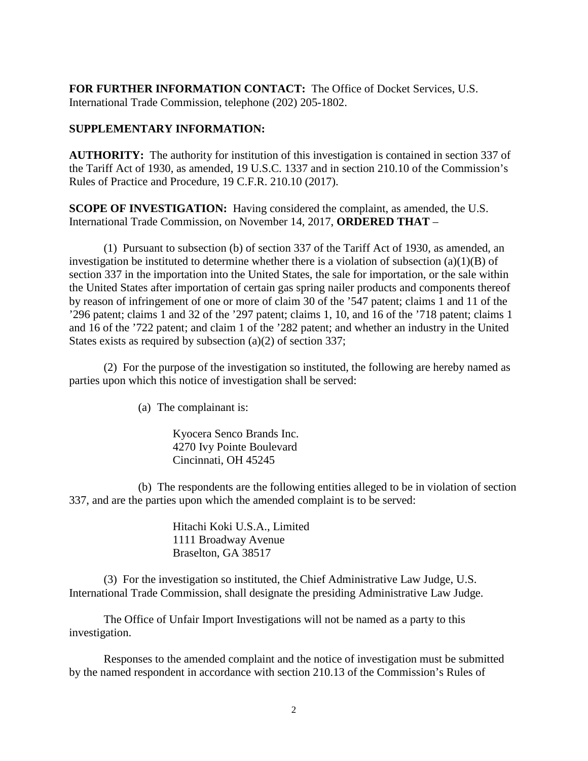**FOR FURTHER INFORMATION CONTACT:** The Office of Docket Services, U.S. International Trade Commission, telephone (202) 205-1802.

**SUPPLEMENTARY INFORMATION:**

**AUTHORITY:** The authority for institution of this investigation is contained in section 337 of the Tariff Act of 1930, as amended, 19 U.S.C. 1337 and in section 210.10 of the Commission's Rules of Practice and Procedure, 19 C.F.R. 210.10 (2017).

**SCOPE OF INVESTIGATION:** Having considered the complaint, as amended, the U.S. International Trade Commission, on November 14, 2017, **ORDERED THAT** –

(1) Pursuant to subsection (b) of section 337 of the Tariff Act of 1930, as amended, an investigation be instituted to determine whether there is a violation of subsection (a)(1)(B) of section 337 in the importation into the United States, the sale for importation, or the sale within the United States after importation of certain gas spring nailer products and components thereof by reason of infringement of one or more of claim 30 of the '547 patent; claims 1 and 11 of the '296 patent; claims 1 and 32 of the '297 patent; claims 1, 10, and 16 of the '718 patent; claims 1 and 16 of the '722 patent; and claim 1 of the '282 patent; and whether an industry in the United States exists as required by subsection (a)(2) of section 337;

(2) For the purpose of the investigation so instituted, the following are hereby named as parties upon which this notice of investigation shall be served:

(a) The complainant is:

Kyocera Senco Brands Inc.
4270 Ivy Pointe Boulevard
Cincinnati, OH 45245

(b) The respondents are the following entities alleged to be in violation of section 337, and are the parties upon which the amended complaint is to be served:

Hitachi Koki U.S.A., Limited
1111 Broadway Avenue
Braselton, GA 38517

(3) For the investigation so instituted, the Chief Administrative Law Judge, U.S. International Trade Commission, shall designate the presiding Administrative Law Judge.

The Office of Unfair Import Investigations will not be named as a party to this investigation.

Responses to the amended complaint and the notice of investigation must be submitted by the named respondent in accordance with section 210.13 of the Commission's Rules of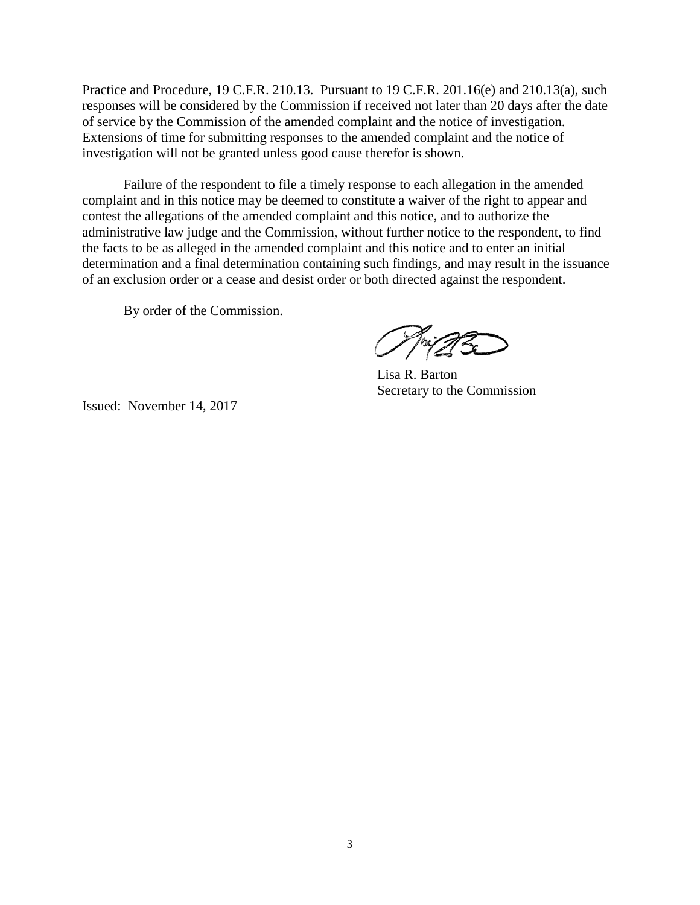Practice and Procedure, 19 C.F.R. 210.13. Pursuant to 19 C.F.R. 201.16(e) and 210.13(a), such responses will be considered by the Commission if received not later than 20 days after the date of service by the Commission of the amended complaint and the notice of investigation. Extensions of time for submitting responses to the amended complaint and the notice of investigation will not be granted unless good cause therefor is shown.

Failure of the respondent to file a timely response to each allegation in the amended complaint and in this notice may be deemed to constitute a waiver of the right to appear and contest the allegations of the amended complaint and this notice, and to authorize the administrative law judge and the Commission, without further notice to the respondent, to find the facts to be as alleged in the amended complaint and this notice and to enter an initial determination and a final determination containing such findings, and may result in the issuance of an exclusion order or a cease and desist order or both directed against the respondent.

By order of the Commission.

Lisa R. Barton
Secretary to the Commission

Issued: November 14, 2017